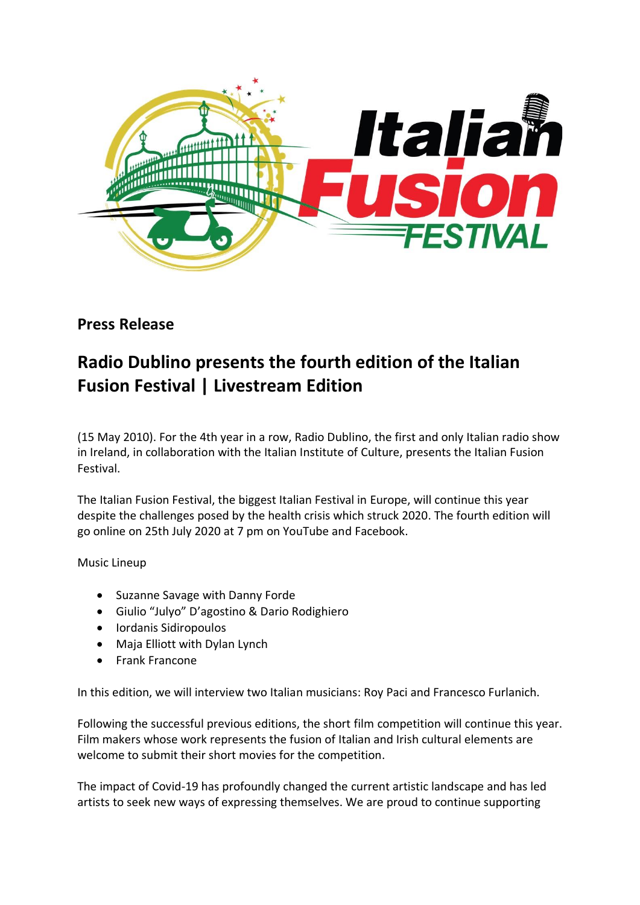**Press Release**

## Radio Dublino presents the fourth edition of the Italian Fusion Festival | Livestream Edition

(15 May 2010). For the 4th year in a row, Radio Dublino, the first and only Italian radio show in Ireland, in collaboration with the Italian Institute of Culture, presents the Italian Fusion Festival.

The Italian Fusion Festival, the biggest Italian Festival in Europe, will continue this year despite the challenges posed by the health crisis which struck 2020. The fourth edition will go online on 25th July 2020 at 7 pm on YouTube and Facebook.

Music Lineup

- Suzanne Savage with Danny Forde
- Giulio "Julyo" D'agostino & Dario Rodighiero
- Iordanis Sidiropoulos
- Maja Elliott with Dylan Lynch
- Frank Francone

In this edition, we will interview two Italian musicians: Roy Paci and Francesco Furlanich.

Following the successful previous editions, the short film competition will continue this year. Film makers whose work represents the fusion of Italian and Irish cultural elements are welcome to submit their short movies for the competition.

The impact of Covid-19 has profoundly changed the current artistic landscape and has led artists to seek new ways of expressing themselves. We are proud to continue supporting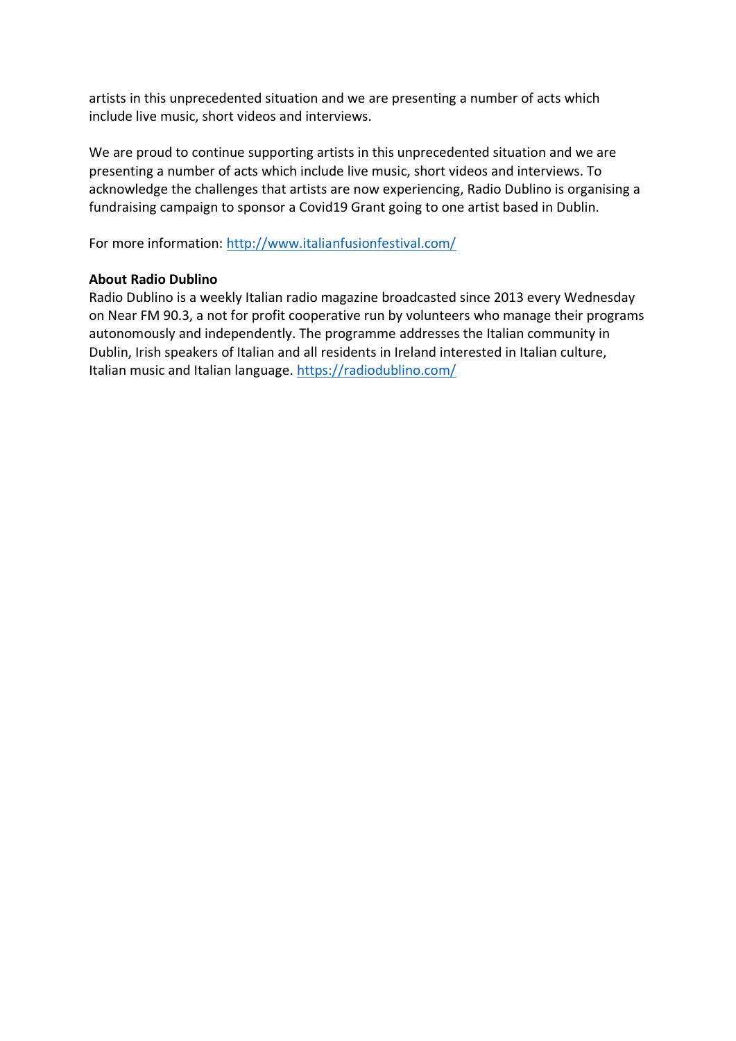artists in this unprecedented situation and we are presenting a number of acts which include live music, short videos and interviews.

We are proud to continue supporting artists in this unprecedented situation and we are presenting a number of acts which include live music, short videos and interviews. To acknowledge the challenges that artists are now experiencing, Radio Dublino is organising a fundraising campaign to sponsor a Covid19 Grant going to one artist based in Dublin.

For more information: http://www.italianfusionfestival.com/

**About Radio Dublino**

Radio Dublino is a weekly Italian radio magazine broadcasted since 2013 every Wednesday on Near FM 90.3, a not for profit cooperative run by volunteers who manage their programs autonomously and independently. The programme addresses the Italian community in Dublin, Irish speakers of Italian and all residents in Ireland interested in Italian culture, Italian music and Italian language. https://radiodublino.com/